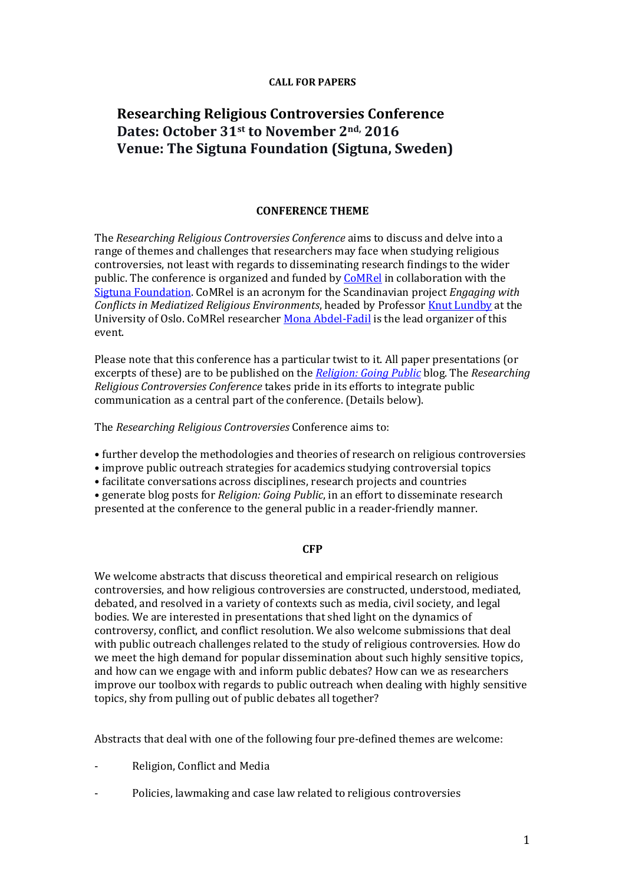**CALL FOR PAPERS**

# Researching Religious Controversies Conference
# Dates: October 31st to November 2nd, 2016
# Venue: The Sigtuna Foundation (Sigtuna, Sweden)

## CONFERENCE THEME

The *Researching Religious Controversies Conference* aims to discuss and delve into a range of themes and challenges that researchers may face when studying religious controversies, not least with regards to disseminating research findings to the wider public. The conference is organized and funded by CoMRel in collaboration with the Sigtuna Foundation. CoMRel is an acronym for the Scandinavian project *Engaging with Conflicts in Mediatized Religious Environments*, headed by Professor Knut Lundby at the University of Oslo. CoMRel researcher Mona Abdel-Fadil is the lead organizer of this event.

Please note that this conference has a particular twist to it. All paper presentations (or excerpts of these) are to be published on the ***Religion: Going Public*** blog. The *Researching Religious Controversies Conference* takes pride in its efforts to integrate public communication as a central part of the conference. (Details below).

The *Researching Religious Controversies* Conference aims to:

- further develop the methodologies and theories of research on religious controversies
- improve public outreach strategies for academics studying controversial topics
- facilitate conversations across disciplines, research projects and countries
- generate blog posts for *Religion: Going Public*, in an effort to disseminate research presented at the conference to the general public in a reader-friendly manner.

## CFP

We welcome abstracts that discuss theoretical and empirical research on religious controversies, and how religious controversies are constructed, understood, mediated, debated, and resolved in a variety of contexts such as media, civil society, and legal bodies. We are interested in presentations that shed light on the dynamics of controversy, conflict, and conflict resolution. We also welcome submissions that deal with public outreach challenges related to the study of religious controversies. How do we meet the high demand for popular dissemination about such highly sensitive topics, and how can we engage with and inform public debates? How can we as researchers improve our toolbox with regards to public outreach when dealing with highly sensitive topics, shy from pulling out of public debates all together?

Abstracts that deal with one of the following four pre-defined themes are welcome:

- Religion, Conflict and Media
- Policies, lawmaking and case law related to religious controversies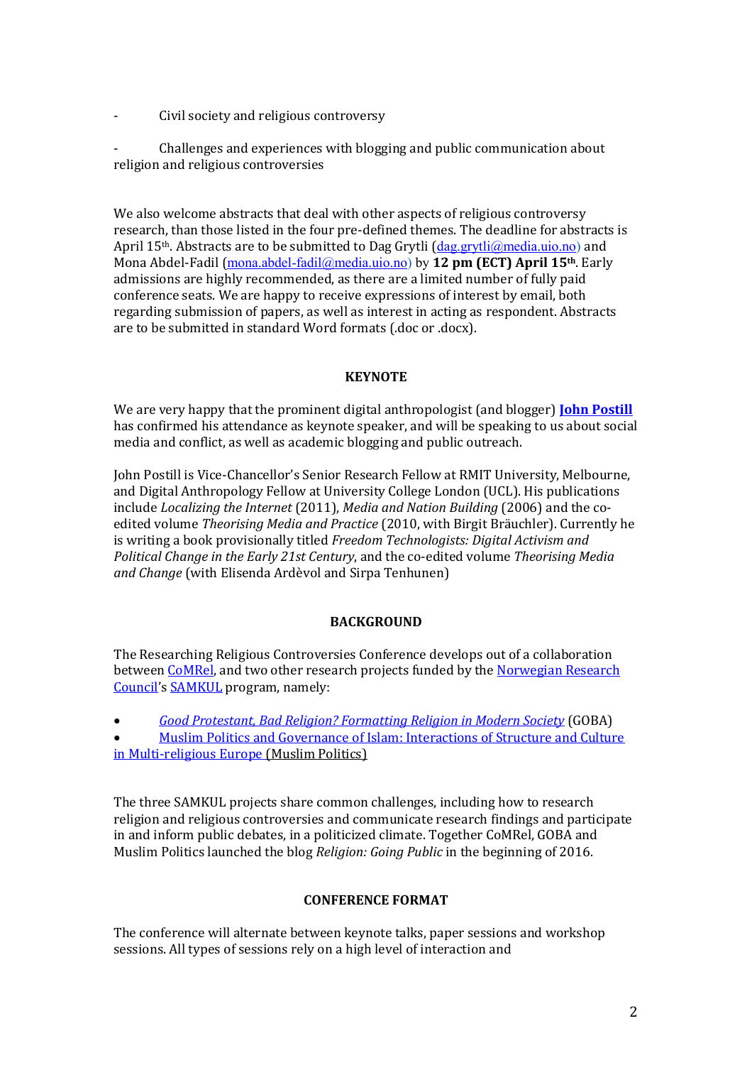- Civil society and religious controversy

- Challenges and experiences with blogging and public communication about religion and religious controversies

We also welcome abstracts that deal with other aspects of religious controversy research, than those listed in the four pre-defined themes. The deadline for abstracts is April 15th. Abstracts are to be submitted to Dag Grytli (dag.grytli@media.uio.no) and Mona Abdel-Fadil (mona.abdel-fadil@media.uio.no) by **12 pm (ECT) April 15th**. Early admissions are highly recommended, as there are a limited number of fully paid conference seats. We are happy to receive expressions of interest by email, both regarding submission of papers, as well as interest in acting as respondent. Abstracts are to be submitted in standard Word formats (.doc or .docx).

## KEYNOTE

We are very happy that the prominent digital anthropologist (and blogger) **John Postill** has confirmed his attendance as keynote speaker, and will be speaking to us about social media and conflict, as well as academic blogging and public outreach.

John Postill is Vice-Chancellor's Senior Research Fellow at RMIT University, Melbourne, and Digital Anthropology Fellow at University College London (UCL). His publications include *Localizing the Internet* (2011), *Media and Nation Building* (2006) and the co-edited volume *Theorising Media and Practice* (2010, with Birgit Bräuchler). Currently he is writing a book provisionally titled *Freedom Technologists: Digital Activism and Political Change in the Early 21st Century*, and the co-edited volume *Theorising Media and Change* (with Elisenda Ardèvol and Sirpa Tenhunen)

## BACKGROUND

The Researching Religious Controversies Conference develops out of a collaboration between CoMRel, and two other research projects funded by the Norwegian Research Council's SAMKUL program, namely:

- *Good Protestant, Bad Religion? Formatting Religion in Modern Society* (GOBA)
- Muslim Politics and Governance of Islam: Interactions of Structure and Culture in Multi-religious Europe (Muslim Politics)

The three SAMKUL projects share common challenges, including how to research religion and religious controversies and communicate research findings and participate in and inform public debates, in a politicized climate. Together CoMRel, GOBA and Muslim Politics launched the blog *Religion: Going Public* in the beginning of 2016.

## CONFERENCE FORMAT

The conference will alternate between keynote talks, paper sessions and workshop sessions. All types of sessions rely on a high level of interaction and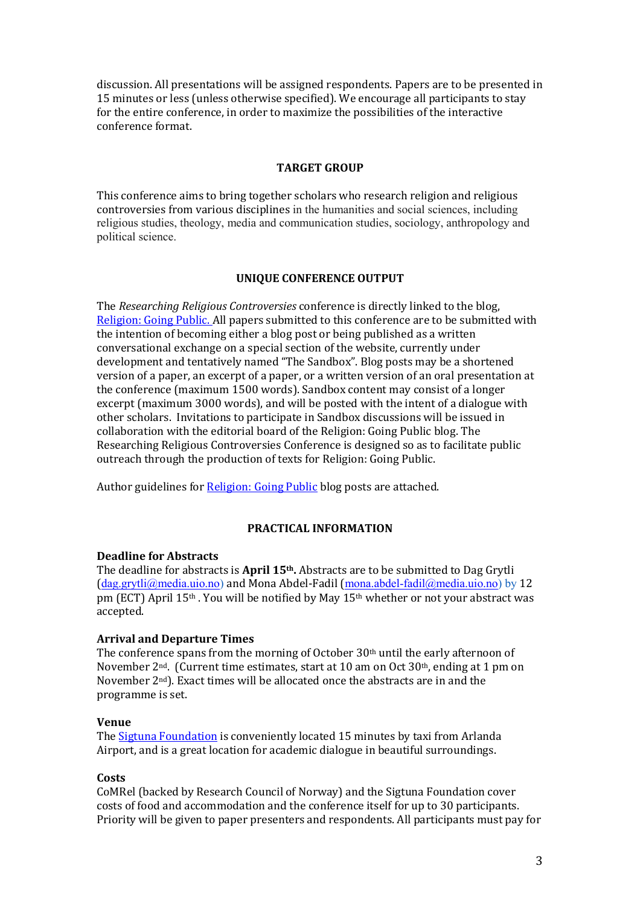discussion. All presentations will be assigned respondents. Papers are to be presented in 15 minutes or less (unless otherwise specified). We encourage all participants to stay for the entire conference, in order to maximize the possibilities of the interactive conference format.

## TARGET GROUP

This conference aims to bring together scholars who research religion and religious controversies from various disciplines in the humanities and social sciences, including religious studies, theology, media and communication studies, sociology, anthropology and political science.

## UNIQUE CONFERENCE OUTPUT

The *Researching Religious Controversies* conference is directly linked to the blog, Religion: Going Public. All papers submitted to this conference are to be submitted with the intention of becoming either a blog post or being published as a written conversational exchange on a special section of the website, currently under development and tentatively named "The Sandbox". Blog posts may be a shortened version of a paper, an excerpt of a paper, or a written version of an oral presentation at the conference (maximum 1500 words). Sandbox content may consist of a longer excerpt (maximum 3000 words), and will be posted with the intent of a dialogue with other scholars. Invitations to participate in Sandbox discussions will be issued in collaboration with the editorial board of the Religion: Going Public blog. The Researching Religious Controversies Conference is designed so as to facilitate public outreach through the production of texts for Religion: Going Public.

Author guidelines for Religion: Going Public blog posts are attached.

## PRACTICAL INFORMATION

**Deadline for Abstracts**
The deadline for abstracts is **April 15th.** Abstracts are to be submitted to Dag Grytli (dag.grytli@media.uio.no) and Mona Abdel-Fadil (mona.abdel-fadil@media.uio.no) by 12 pm (ECT) April 15th . You will be notified by May 15th whether or not your abstract was accepted.

**Arrival and Departure Times**
The conference spans from the morning of October 30th until the early afternoon of November 2nd. (Current time estimates, start at 10 am on Oct 30th, ending at 1 pm on November 2nd). Exact times will be allocated once the abstracts are in and the programme is set.

**Venue**
The Sigtuna Foundation is conveniently located 15 minutes by taxi from Arlanda Airport, and is a great location for academic dialogue in beautiful surroundings.

**Costs**
CoMRel (backed by Research Council of Norway) and the Sigtuna Foundation cover costs of food and accommodation and the conference itself for up to 30 participants. Priority will be given to paper presenters and respondents. All participants must pay for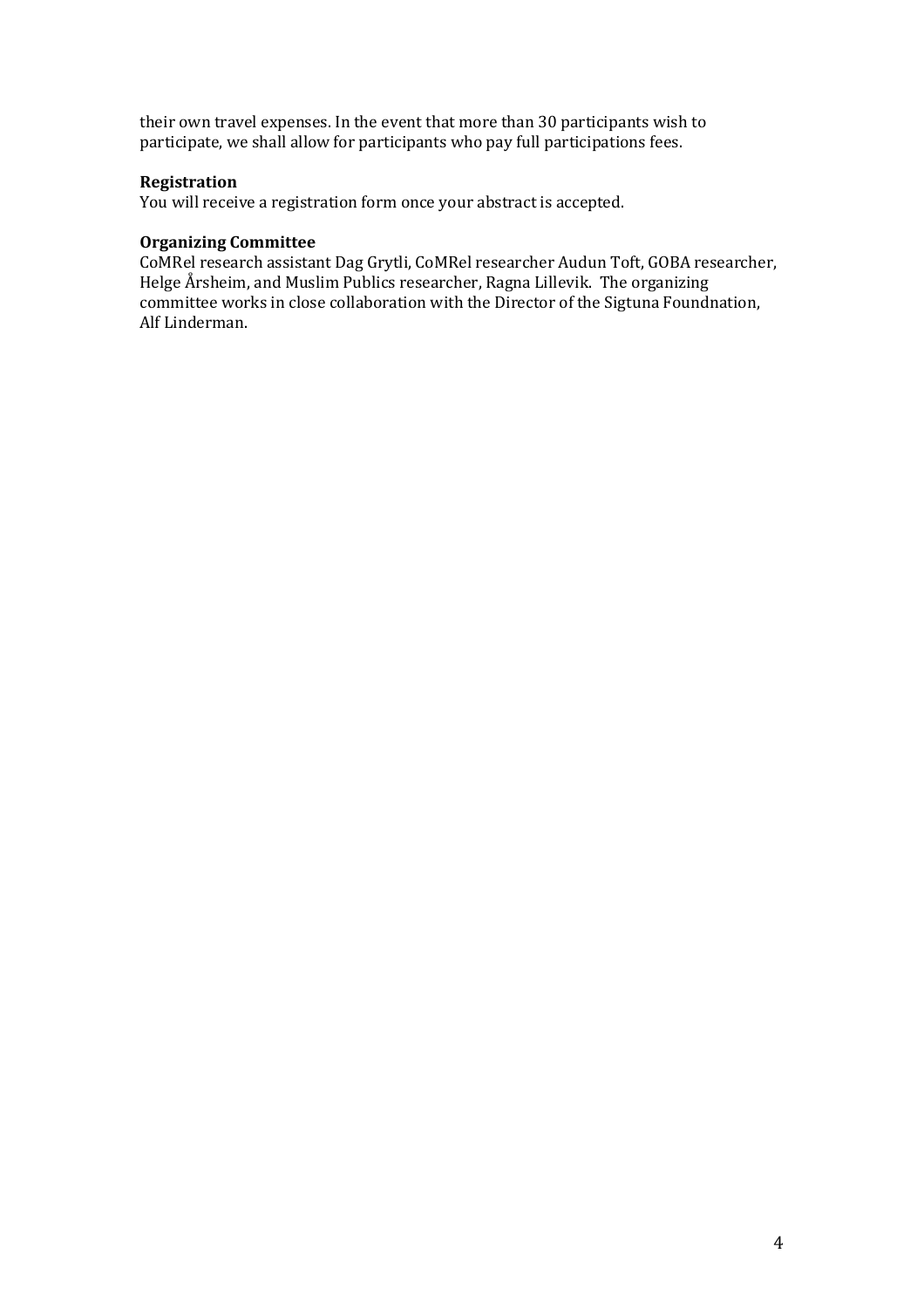their own travel expenses. In the event that more than 30 participants wish to participate, we shall allow for participants who pay full participations fees.

**Registration**

You will receive a registration form once your abstract is accepted.

**Organizing Committee**

CoMRel research assistant Dag Grytli, CoMRel researcher Audun Toft, GOBA researcher, Helge Årsheim, and Muslim Publics researcher, Ragna Lillevik. The organizing committee works in close collaboration with the Director of the Sigtuna Foundnation, Alf Linderman.